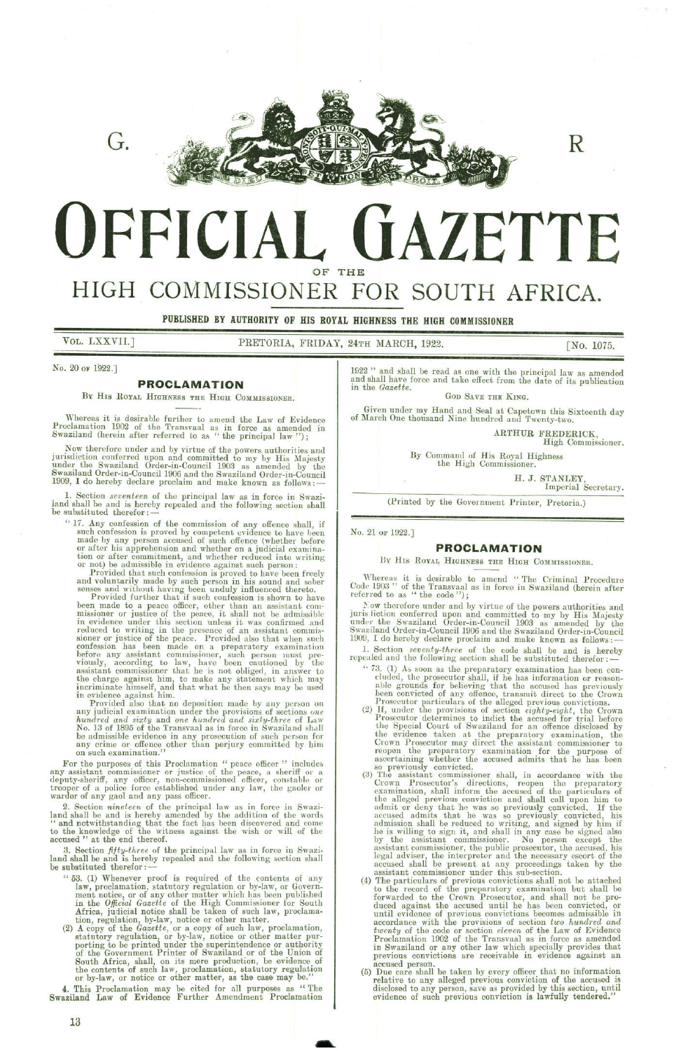G. R

# OFFICIAL GAZETTE

OF THE

## HIGH COMMISSIONER FOR SOUTH AFRICA.

**PUBLISHED BY AUTHORITY OF HIS ROYAL HIGHNESS THE HIGH COMMISSIONER**

VOL. LXXVII.] PRETORIA, FRIDAY, 24TH MARCH, 1922. [No. 1075.

No. 20 OF 1922.]

### PROCLAMATION

BY HIS ROYAL HIGHNESS THE HIGH COMMISSIONER.

Whereas it is desirable further to amend the Law of Evidence Proclamation 1902 of the Transvaal as in force as amended in Swaziland (herein after referred to as "the principal law");

Now therefore under and by virtue of the powers authorities and jurisdiction conferred upon and committed to my by His Majesty under the Swaziland Order-in-Council 1903 as amended by the Swaziland Order-in-Council 1906 and the Swaziland Order-in-Council 1909, I do hereby declare proclaim and make known as follows:—

1. Section *seventeen* of the principal law as in force in Swaziland shall be and is hereby repealed and the following section shall be substituted therefor:—

"17. Any confession of the commission of any offence shall, if such confession is proved by competent evidence to have been made by any person accused of such offence (whether before or after his apprehension and whether on a judicial examination or after commitment, and whether reduced into writing or not) be admissible in evidence against such person:

Provided that such confession is proved to have been freely and voluntarily made by such person in his sound and sober senses and without having been unduly influenced thereto.

Provided further that if such confession is shown to have been made to a peace officer, other than an assistant commissioner or justice of the peace, it shall not be admissible in evidence under this section unless it was confirmed and reduced to writing in the presence of an assistant commissioner or justice of the peace. Provided also that when such confession has been made on a preparatory examination before any assistant commissioner, such person must previously, according to law, have been cautioned by the assistant commissioner that he is not obliged, in answer to the charge against him, to make any statement which may incriminate himself, and that what he then says may be used in evidence against him.

Provided also that no deposition made by any person on any judicial examination under the provisions of sections *one hundred and sixty* and *one hundred and sixty-three* of Law No. 13 of 1895 of the Transvaal as in force in Swaziland shall be admissible evidence in any prosecution of such person for any crime or offence other than perjury committed by him on such examination."

For the purposes of this Proclamation "peace officer" includes any assistant commissioner or justice of the peace, a sheriff or a deputy-sheriff, any officer, non-commissioned officer, constable or trooper of a police force established under any law, the gaoler or warder of any gaol and any pass officer.

2. Section *nineteen* of the principal law as in force in Swaziland shall be and is hereby amended by the addition of the words "and notwithstanding that the fact has been discovered and come to the knowledge of the witness against the wish or will of the accused" at the end thereof.

3. Section *fifty-three* of the principal law as in force in Swaziland shall be and is hereby repealed and the following section shall be substituted therefor:—

"53. (1) Whenever proof is required of the contents of any law, proclamation, statutory regulation or by-law, or Government notice, or of any other matter which has been published in the *Official Gazette* of the High Commissioner for South Africa, judicial notice shall be taken of such law, proclamation, regulation, by-law, notice or other matter.

(2) A copy of the *Gazette*, or a copy of such law, proclamation, statutory regulation, or by-law, notice or other matter purporting to be printed under the superintendence or authority of the Government Printer of Swaziland or of the Union of South Africa, shall, on its mere production, be evidence of the contents of such law, proclamation, statutory regulation or by-law, or notice or other matter, as the case may be."

4. This Proclamation may be cited for all purposes as "The Swaziland Law of Evidence Further Amendment Proclamation 1922" and shall be read as one with the principal law as amended and shall have force and take effect from the date of its publication in the *Gazette*.

GOD SAVE THE KING.

Given under my Hand and Seal at Capetown this Sixteenth day of March One thousand Nine hundred and Twenty-two.

ARTHUR FREDERICK,
High Commissioner.

By Command of His Royal Highness the High Commissioner.

H. J. STANLEY,
Imperial Secretary.

(Printed by the Government Printer, Pretoria.)

No. 21 OF 1922.]

### PROCLAMATION

BY HIS ROYAL HIGHNESS THE HIGH COMMISSIONER.

Whereas it is desirable to amend "The Criminal Procedure Code 1903" of the Transvaal as in force in Swaziland (herein after referred to as "the code");

Now therefore under and by virtue of the powers authorities and jurisdiction conferred upon and committed to my by His Majesty under the Swaziland Order-in-Council 1903 as amended by the Swaziland Order-in-Council 1906 and the Swaziland Order-in-Council 1909, I do hereby declare proclaim and make known as follows:—

1. Section *seventy-three* of the code shall be and is hereby repealed and the following section shall be substituted therefor:—

"73. (1) As soon as the preparatory examination has been concluded, the prosecutor shall, if he has information or reasonable grounds for believing that the accused has previously been convicted of any offence, transmit direct to the Crown Prosecutor particulars of the alleged previous convictions.

(2) If, under the provisions of section *eighty-eight*, the Crown Prosecutor determines to indict the accused for trial before the Special Court of Swaziland for an offence disclosed by the evidence taken at the preparatory examination, the Crown Prosecutor may direct the assistant commissioner to reopen the preparatory examination for the purpose of ascertaining whether the accused admits that he has been so previously convicted.

(3) The assistant commissioner shall, in accordance with the Crown Prosecutor's directions, reopen the preparatory examination, shall inform the accused of the particulars of the alleged previous conviction and shall call upon him to admit or deny that he was so previously convicted. If the accused admits that he was so previously convicted, his admission shall be reduced to writing, and signed by him if he is willing to sign it, and shall in any case be signed also by the assistant commissioner. No person except the assistant commissioner, the public prosecutor, the accused, his legal adviser, the interpreter and the necessary escort of the accused shall be present at any proceedings taken by the assistant commissioner under this sub-section.

(4) The particulars of previous convictions shall not be attached to the record of the preparatory examination but shall be forwarded to the Crown Prosecutor, and shall not be produced against the accused until he has been convicted, or until evidence of previous convictions becomes admissible in accordance with the provisions of section *two hundred and twenty* of the code or section *eleven* of the Law of Evidence Proclamation 1902 of the Transvaal as in force as amended in Swaziland or any other law which specially provides that previous convictions are receivable in evidence against an accused person.

(5) Due care shall be taken by every officer that no information relative to any alleged previous conviction of the accused is disclosed to any person, save as provided by this section, until evidence of such previous conviction is lawfully tendered."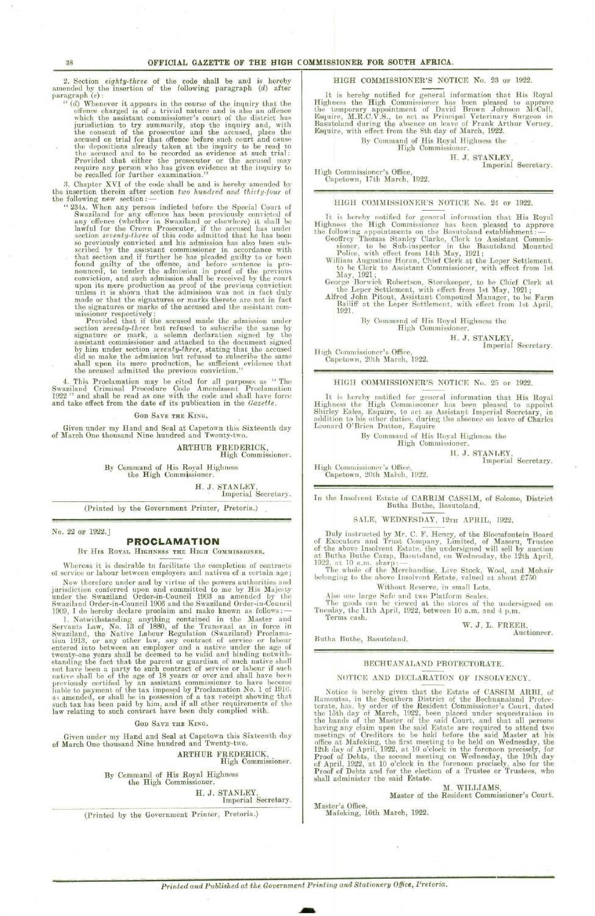2. Section *eighty-three* of the code shall be and is hereby amended by the insertion of the following paragraph (*d*) after paragraph (*c*):

"(*d*) Whenever it appears in the course of the inquiry that the offence charged is of a trivial nature and is also an offence which the assistant commissioner's court of the district has jurisdiction to try summarily, stop the inquiry and, with the consent of the prosecutor and the accused, place the accused on trial for that offence before such court and cause the depositions already taken at the inquiry to be read to the accused and to be recorded as evidence at such trial: Provided that either the prosecutor or the accused may require any person who has given evidence at the inquiry to be recalled for further examination."

3. Chapter XVI of the code shall be and is hereby amended by the insertion therein after section *two hundred and thirty-four* of the following new section:—

"234A. When any person indicted before the Special Court of Swaziland for any offence has been previously convicted of any offence (whether in Swaziland or elsewhere) it shall be lawful for the Crown Prosecutor, if the accused has under section *seventy-three* of this code admitted that he has been so previously convicted and his admission has also been subscribed by the assistant commissioner in accordance with that section and if further he has pleaded guilty to or been found guilty of the offence, and before sentence is pronounced, to tender the admission in proof of the previous conviction, and such admission shall be received by the court upon its mere production as proof of the previous conviction unless it is shown that the admission was not in fact duly made or that the signatures or marks thereto are not in fact the signatures or marks of the accused and the assistant commissioner respectively:

Provided that if the accused made the admission under section *seventy-three* but refused to subscribe the same by signature or mark, a solemn declaration signed by the assistant commissioner and attached to the document signed by him under section *seventy-three*, stating that the accused did so make the admission but refused to subscribe the same shall upon its mere production, be sufficient evidence that the accused admitted the previous conviction."

4. This Proclamation may be cited for all purposes as "The Swaziland Criminal Procedure Code Amendment Proclamation 1922" and shall be read as one with the code and shall have force and take effect from the date of its publication in the *Gazette*.

GOD SAVE THE KING.

Given under my Hand and Seal at Capetown this Sixteenth day of March One thousand Nine hundred and Twenty-two.

ARTHUR FREDERICK,
High Commissioner.

By Command of His Royal Highness
the High Commissioner.

H. J. STANLEY,
Imperial Secretary.

(Printed by the Government Printer, Pretoria.)

---

No. 22 of 1922.]

## PROCLAMATION

BY HIS ROYAL HIGHNESS THE HIGH COMMISSIONER.

Whereas it is desirable to facilitate the completion of contracts of service or labour between employers and natives of a certain age;

Now therefore under and by virtue of the powers authorities and jurisdiction conferred upon and committed to me by His Majesty under the Swaziland Order-in-Council 1903 as amended by the Swaziland Order-in-Council 1906 and the Swaziland Order-in-Council 1909, I do hereby declare proclaim and make known as follows:—

1. Notwithstanding anything contained in the Master and Servants Law, No. 13 of 1880, of the Transvaal as in force in Swaziland, the Native Labour Regulation (Swaziland) Proclamation 1913, or any other law, any contract of service or labour entered into between an employer and a native under the age of twenty-one years shall be deemed to be valid and binding notwithstanding the fact that the parent or guardian of such native shall not have been a party to such contract of service or labour if such native shall be of the age of 18 years or over and shall have been previously certified by an assistant commissioner to have become liable to payment of the tax imposed by Proclamation No. 1 of 1910, as amended, or shall be in possession of a tax receipt showing that such tax has been paid by him, and if all other requirements of the law relating to such contract have been duly complied with.

GOD SAVE THE KING.

Given under my Hand and Seal at Capetown this Sixteenth day of March One thousand Nine hundred and Twenty-two.

ARTHUR FREDERICK,
High Commissioner.

By Command of His Royal Highness
the High Commissioner.

H. J. STANLEY,
Imperial Secretary.

(Printed by the Government Printer, Pretoria.)

---

## HIGH COMMISSIONER'S NOTICE No. 23 OF 1922.

It is hereby notified for general information that His Royal Highness the High Commissioner has been pleased to approve the temporary appointment of David Brown Johnson McCall, Esquire, M.R.C.V.S., to act as Principal Veterinary Surgeon in Basutoland during the absence on leave of Frank Arthur Verney, Esquire, with effect from the 8th day of March, 1922.

By Command of His Royal Highness the
High Commissioner.

H. J. STANLEY,
Imperial Secretary.

High Commissioner's Office,
Capetown, 17th March, 1922.

---

## HIGH COMMISSIONER'S NOTICE No. 24 OF 1922.

It is hereby notified for general information that His Royal Highness the High Commissioner has been pleased to approve the following appointments on the Basutoland establishment:—

Geoffrey Thomas Stanley Clarke, Clerk to Assistant Commissioner, to be Sub-inspector in the Basutoland Mounted Police, with effect from 14th May, 1921;

William Augustine Horan, Chief Clerk at the Leper Settlement, to be Clerk to Assistant Commissioner, with effect from 1st May, 1921;

George Borwick Robertson, Storekeeper, to be Chief Clerk at the Leper Settlement, with effect from 1st May, 1921;

Alfred John Pitout, Assistant Compound Manager, to be Farm Bailiff at the Leper Settlement, with effect from 1st April, 1921.

By Command of His Royal Highness the
High Commissioner.

H. J. STANLEY,
Imperial Secretary.

High Commissioner's Office,
Capetown, 20th March, 1922.

---

## HIGH COMMISSIONER'S NOTICE No. 25 OF 1922.

It is hereby notified for general information that His Royal Highness the High Commissioner has been pleased to appoint Shirley Eales, Esquire, to act as Assistant Imperial Secretary, in addition to his other duties, during the absence on leave of Charles Leonard O'Brien Dutton, Esquire.

By Command of His Royal Highness the
High Commissioner.

H. J. STANLEY,
Imperial Secretary.

High Commissioner's Office,
Capetown, 20th March, 1922.

---

In the Insolvent Estate of CARRIM CASSIM, of Solomo, District Butha Buthe, Basutoland.

SALE, WEDNESDAY, 12TH APRIL, 1922.

Duly instructed by Mr. C. F. Hency, of the Bloemfontein Board of Executors and Trust Company, Limited, of Maseru, Trustee of the above Insolvent Estate, the undersigned will sell by auction at Butha Buthe Camp, Basutoland, on Wednesday, the 12th April, 1922, at 10 a.m. sharp:—

The whole of the Merchandise, Live Stock, Wool, and Mohair belonging to the above Insolvent Estate, valued at about £750

Without Reserve, in small Lots.

Also one large Safe and two Platform Scales.

The goods can be viewed at the stores of the undersigned on Tuesday, the 11th April, 1922, between 10 a.m. and 4 p.m.

Terms cash.

W. J. L. FREER,
Auctioneer.

Butha Buthe, Basutoland.

---

## BECHUANALAND PROTECTORATE.

NOTICE AND DECLARATION OF INSOLVENCY.

Notice is hereby given that the Estate of CASSIM ARBI, of Ramoutsa, in the Southern District of the Bechuanaland Protectorate, has, by order of the Resident Commissioner's Court, dated the 15th day of March, 1922, been placed under sequestration in the hands of the Master of the said Court, and that all persons having any claim upon the said Estate are required to attend two meetings of Creditors to be held before the said Master at his office at Mafeking, the first meeting to be held on Wednesday, the 12th day of April, 1922, at 10 o'clock in the forenoon precisely, for Proof of Debts, the second meeting on Wednesday, the 19th day of April, 1922, at 10 o'clock in the forenoon precisely, also for the Proof of Debts and for the election of a Trustee or Trustees, who shall administer the said Estate.

M. WILLIAMS,
Master of the Resident Commissioner's Court.

Master's Office,
Mafeking, 16th March, 1922.

---

*Printed and Published at the Government Printing and Stationery Office, Pretoria.*